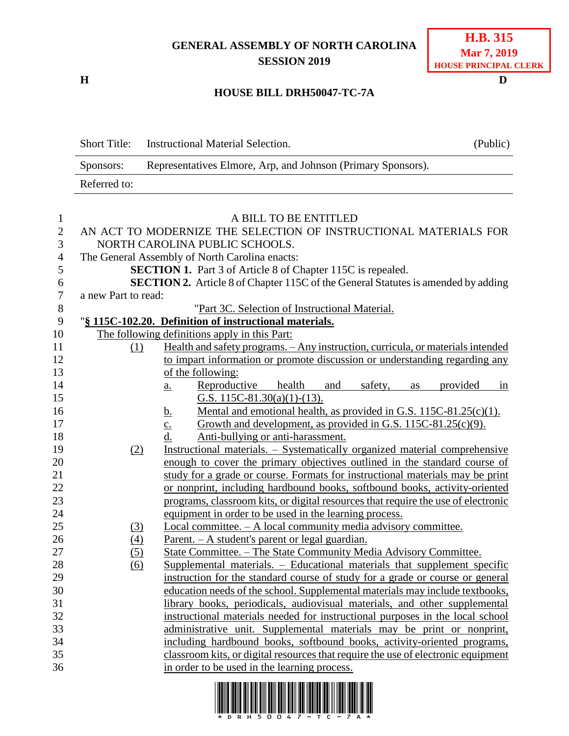**GENERAL ASSEMBLY OF NORTH CAROLINA**
**SESSION 2019**

**H.B. 315**
**Mar 7, 2019**
**HOUSE PRINCIPAL CLERK**

**H** **D**

**HOUSE BILL DRH50047-TC-7A**

| Short Title: | Instructional Material Selection. | (Public) |
|---|---|---|
| Sponsors: | Representatives Elmore, Arp, and Johnson (Primary Sponsors). | |
| Referred to: | | |

A BILL TO BE ENTITLED

AN ACT TO MODERNIZE THE SELECTION OF INSTRUCTIONAL MATERIALS FOR NORTH CAROLINA PUBLIC SCHOOLS.

The General Assembly of North Carolina enacts:

**SECTION 1.** Part 3 of Article 8 of Chapter 115C is repealed.

**SECTION 2.** Article 8 of Chapter 115C of the General Statutes is amended by adding a new Part to read:

"Part 3C. Selection of Instructional Material.

"**§ 115C-102.20. Definition of instructional materials.**

The following definitions apply in this Part:

(1) Health and safety programs. – Any instruction, curricula, or materials intended to impart information or promote discussion or understanding regarding any of the following:
   a. Reproductive health and safety, as provided in G.S. 115C-81.30(a)(1)-(13).
   b. Mental and emotional health, as provided in G.S. 115C-81.25(c)(1).
   c. Growth and development, as provided in G.S. 115C-81.25(c)(9).
   d. Anti-bullying or anti-harassment.

(2) Instructional materials. – Systematically organized material comprehensive enough to cover the primary objectives outlined in the standard course of study for a grade or course. Formats for instructional materials may be print or nonprint, including hardbound books, softbound books, activity-oriented programs, classroom kits, or digital resources that require the use of electronic equipment in order to be used in the learning process.

(3) Local committee. – A local community media advisory committee.

(4) Parent. – A student's parent or legal guardian.

(5) State Committee. – The State Community Media Advisory Committee.

(6) Supplemental materials. – Educational materials that supplement specific instruction for the standard course of study for a grade or course or general education needs of the school. Supplemental materials may include textbooks, library books, periodicals, audiovisual materials, and other supplemental instructional materials needed for instructional purposes in the local school administrative unit. Supplemental materials may be print or nonprint, including hardbound books, softbound books, activity-oriented programs, classroom kits, or digital resources that require the use of electronic equipment in order to be used in the learning process.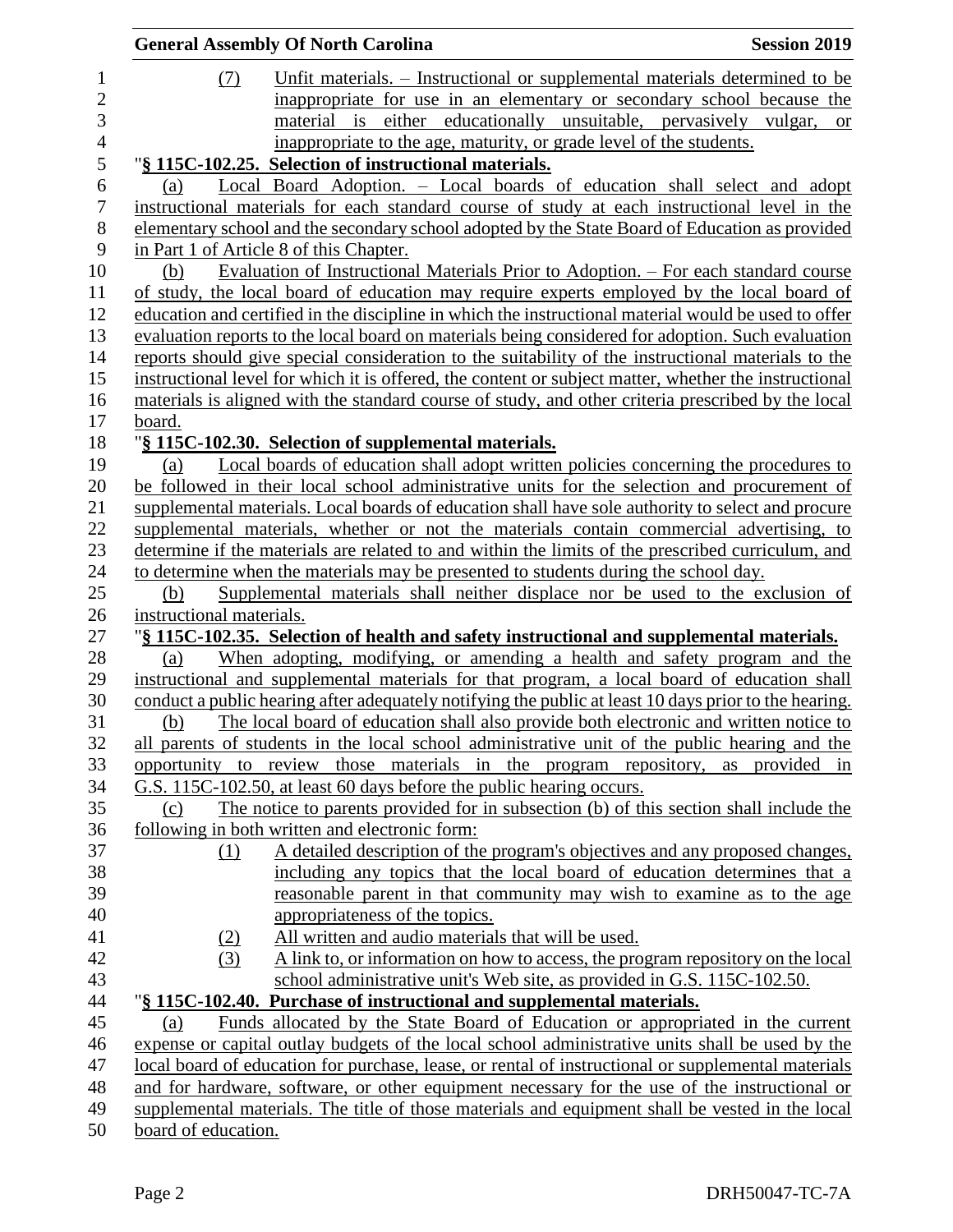(7) Unfit materials. – Instructional or supplemental materials determined to be inappropriate for use in an elementary or secondary school because the material is either educationally unsuitable, pervasively vulgar, or inappropriate to the age, maturity, or grade level of the students.

"**§ 115C-102.25. Selection of instructional materials.**

(a) Local Board Adoption. – Local boards of education shall select and adopt instructional materials for each standard course of study at each instructional level in the elementary school and the secondary school adopted by the State Board of Education as provided in Part 1 of Article 8 of this Chapter.

(b) Evaluation of Instructional Materials Prior to Adoption. – For each standard course of study, the local board of education may require experts employed by the local board of education and certified in the discipline in which the instructional material would be used to offer evaluation reports to the local board on materials being considered for adoption. Such evaluation reports should give special consideration to the suitability of the instructional materials to the instructional level for which it is offered, the content or subject matter, whether the instructional materials is aligned with the standard course of study, and other criteria prescribed by the local board.

"**§ 115C-102.30. Selection of supplemental materials.**

(a) Local boards of education shall adopt written policies concerning the procedures to be followed in their local school administrative units for the selection and procurement of supplemental materials. Local boards of education shall have sole authority to select and procure supplemental materials, whether or not the materials contain commercial advertising, to determine if the materials are related to and within the limits of the prescribed curriculum, and to determine when the materials may be presented to students during the school day.

(b) Supplemental materials shall neither displace nor be used to the exclusion of instructional materials.

"**§ 115C-102.35. Selection of health and safety instructional and supplemental materials.**

(a) When adopting, modifying, or amending a health and safety program and the instructional and supplemental materials for that program, a local board of education shall conduct a public hearing after adequately notifying the public at least 10 days prior to the hearing.

(b) The local board of education shall also provide both electronic and written notice to all parents of students in the local school administrative unit of the public hearing and the opportunity to review those materials in the program repository, as provided in G.S. 115C-102.50, at least 60 days before the public hearing occurs.

(c) The notice to parents provided for in subsection (b) of this section shall include the following in both written and electronic form:

(1) A detailed description of the program's objectives and any proposed changes, including any topics that the local board of education determines that a reasonable parent in that community may wish to examine as to the age appropriateness of the topics.

(2) All written and audio materials that will be used.

(3) A link to, or information on how to access, the program repository on the local school administrative unit's Web site, as provided in G.S. 115C-102.50.

"**§ 115C-102.40. Purchase of instructional and supplemental materials.**

(a) Funds allocated by the State Board of Education or appropriated in the current expense or capital outlay budgets of the local school administrative units shall be used by the local board of education for purchase, lease, or rental of instructional or supplemental materials and for hardware, software, or other equipment necessary for the use of the instructional or supplemental materials. The title of those materials and equipment shall be vested in the local board of education.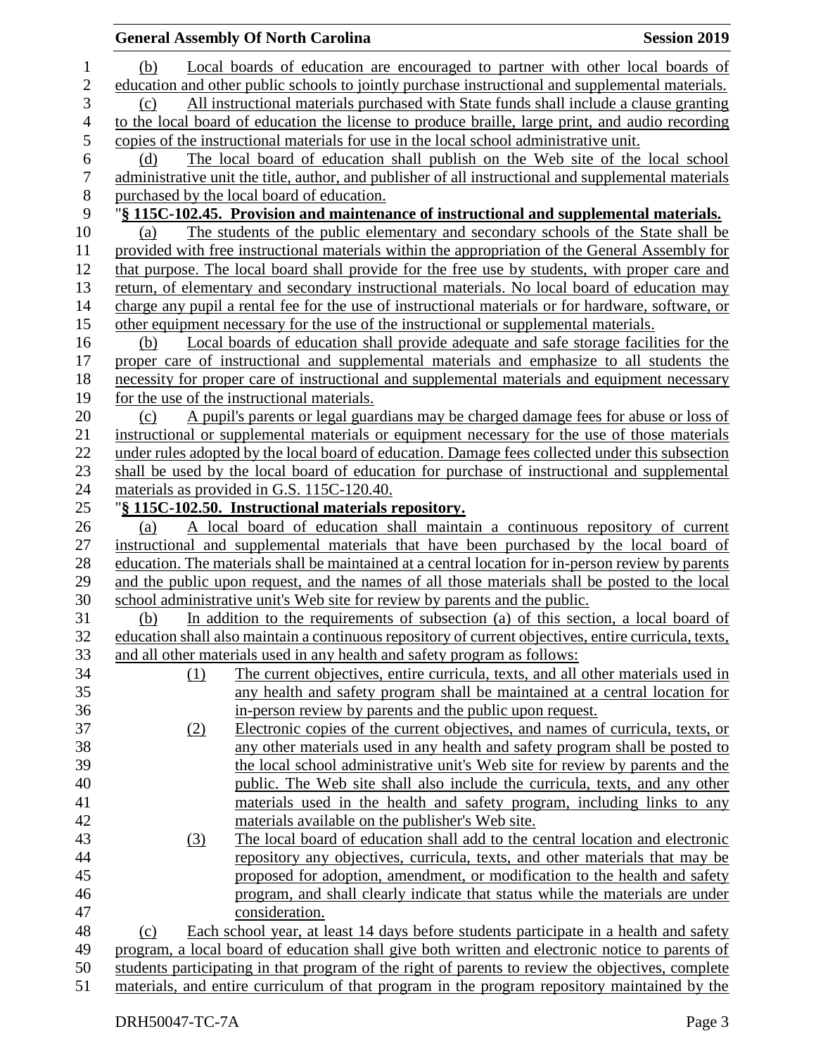(b) Local boards of education are encouraged to partner with other local boards of education and other public schools to jointly purchase instructional and supplemental materials.

(c) All instructional materials purchased with State funds shall include a clause granting to the local board of education the license to produce braille, large print, and audio recording copies of the instructional materials for use in the local school administrative unit.

(d) The local board of education shall publish on the Web site of the local school administrative unit the title, author, and publisher of all instructional and supplemental materials purchased by the local board of education.

"**§ 115C-102.45. Provision and maintenance of instructional and supplemental materials.**

(a) The students of the public elementary and secondary schools of the State shall be provided with free instructional materials within the appropriation of the General Assembly for that purpose. The local board shall provide for the free use by students, with proper care and return, of elementary and secondary instructional materials. No local board of education may charge any pupil a rental fee for the use of instructional materials or for hardware, software, or other equipment necessary for the use of the instructional or supplemental materials.

(b) Local boards of education shall provide adequate and safe storage facilities for the proper care of instructional and supplemental materials and emphasize to all students the necessity for proper care of instructional and supplemental materials and equipment necessary for the use of the instructional materials.

(c) A pupil's parents or legal guardians may be charged damage fees for abuse or loss of instructional or supplemental materials or equipment necessary for the use of those materials under rules adopted by the local board of education. Damage fees collected under this subsection shall be used by the local board of education for purchase of instructional and supplemental materials as provided in G.S. 115C-120.40.

"**§ 115C-102.50. Instructional materials repository.**

(a) A local board of education shall maintain a continuous repository of current instructional and supplemental materials that have been purchased by the local board of education. The materials shall be maintained at a central location for in-person review by parents and the public upon request, and the names of all those materials shall be posted to the local school administrative unit's Web site for review by parents and the public.

(b) In addition to the requirements of subsection (a) of this section, a local board of education shall also maintain a continuous repository of current objectives, entire curricula, texts, and all other materials used in any health and safety program as follows:

(1) The current objectives, entire curricula, texts, and all other materials used in any health and safety program shall be maintained at a central location for in-person review by parents and the public upon request.

(2) Electronic copies of the current objectives, and names of curricula, texts, or any other materials used in any health and safety program shall be posted to the local school administrative unit's Web site for review by parents and the public. The Web site shall also include the curricula, texts, and any other materials used in the health and safety program, including links to any materials available on the publisher's Web site.

(3) The local board of education shall add to the central location and electronic repository any objectives, curricula, texts, and other materials that may be proposed for adoption, amendment, or modification to the health and safety program, and shall clearly indicate that status while the materials are under consideration.

(c) Each school year, at least 14 days before students participate in a health and safety program, a local board of education shall give both written and electronic notice to parents of students participating in that program of the right of parents to review the objectives, complete materials, and entire curriculum of that program in the program repository maintained by the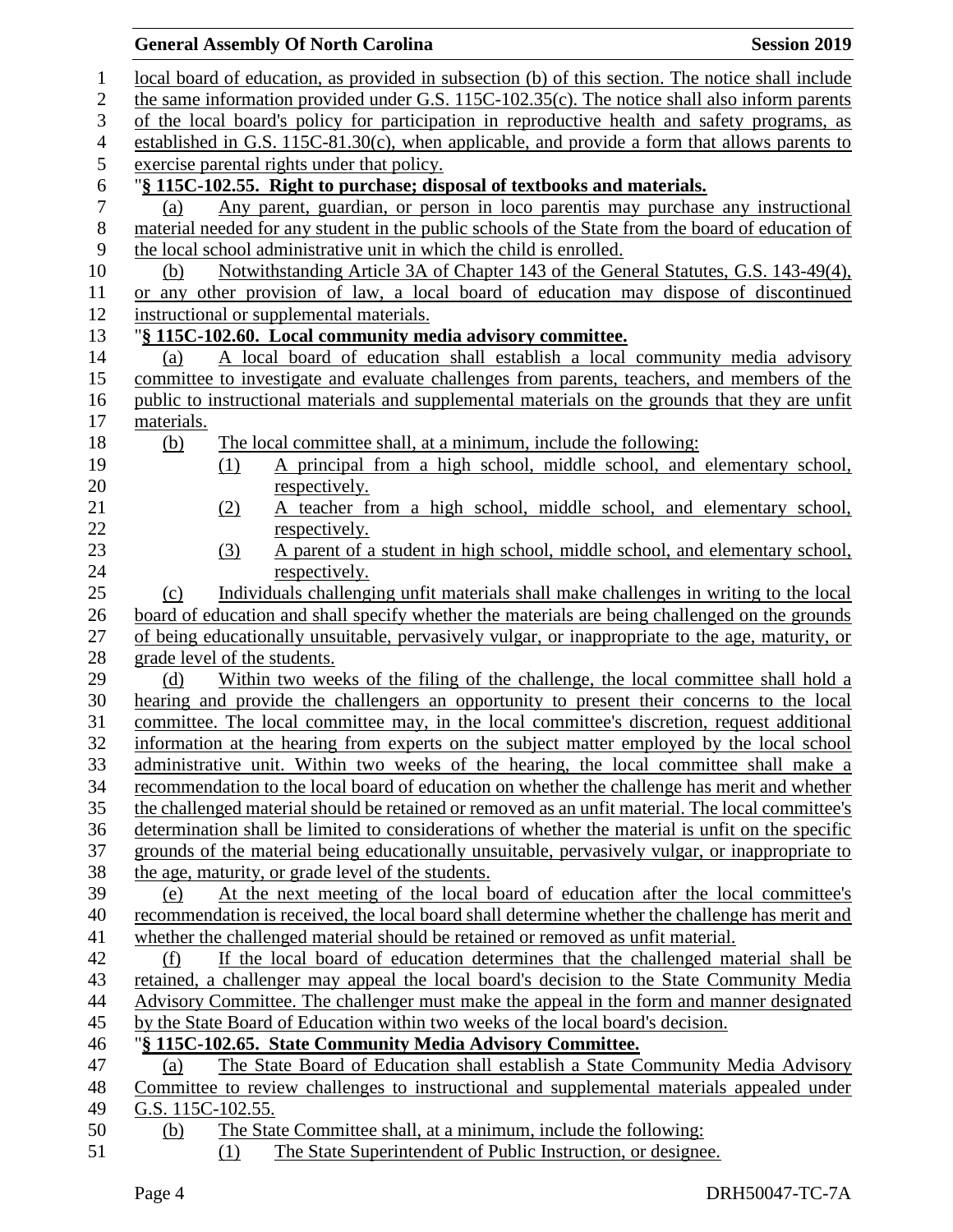local board of education, as provided in subsection (b) of this section. The notice shall include the same information provided under G.S. 115C-102.35(c). The notice shall also inform parents of the local board's policy for participation in reproductive health and safety programs, as established in G.S. 115C-81.30(c), when applicable, and provide a form that allows parents to exercise parental rights under that policy.

"**§ 115C-102.55. Right to purchase; disposal of textbooks and materials.**

(a) Any parent, guardian, or person in loco parentis may purchase any instructional material needed for any student in the public schools of the State from the board of education of the local school administrative unit in which the child is enrolled.

(b) Notwithstanding Article 3A of Chapter 143 of the General Statutes, G.S. 143-49(4), or any other provision of law, a local board of education may dispose of discontinued instructional or supplemental materials.

"**§ 115C-102.60. Local community media advisory committee.**

(a) A local board of education shall establish a local community media advisory committee to investigate and evaluate challenges from parents, teachers, and members of the public to instructional materials and supplemental materials on the grounds that they are unfit materials.

(b) The local committee shall, at a minimum, include the following:

(1) A principal from a high school, middle school, and elementary school, respectively.

(2) A teacher from a high school, middle school, and elementary school, respectively.

(3) A parent of a student in high school, middle school, and elementary school, respectively.

(c) Individuals challenging unfit materials shall make challenges in writing to the local board of education and shall specify whether the materials are being challenged on the grounds of being educationally unsuitable, pervasively vulgar, or inappropriate to the age, maturity, or grade level of the students.

(d) Within two weeks of the filing of the challenge, the local committee shall hold a hearing and provide the challengers an opportunity to present their concerns to the local committee. The local committee may, in the local committee's discretion, request additional information at the hearing from experts on the subject matter employed by the local school administrative unit. Within two weeks of the hearing, the local committee shall make a recommendation to the local board of education on whether the challenge has merit and whether the challenged material should be retained or removed as an unfit material. The local committee's determination shall be limited to considerations of whether the material is unfit on the specific grounds of the material being educationally unsuitable, pervasively vulgar, or inappropriate to the age, maturity, or grade level of the students.

(e) At the next meeting of the local board of education after the local committee's recommendation is received, the local board shall determine whether the challenge has merit and whether the challenged material should be retained or removed as unfit material.

(f) If the local board of education determines that the challenged material shall be retained, a challenger may appeal the local board's decision to the State Community Media Advisory Committee. The challenger must make the appeal in the form and manner designated by the State Board of Education within two weeks of the local board's decision.

"**§ 115C-102.65. State Community Media Advisory Committee.**

(a) The State Board of Education shall establish a State Community Media Advisory Committee to review challenges to instructional and supplemental materials appealed under G.S. 115C-102.55.

(b) The State Committee shall, at a minimum, include the following:

(1) The State Superintendent of Public Instruction, or designee.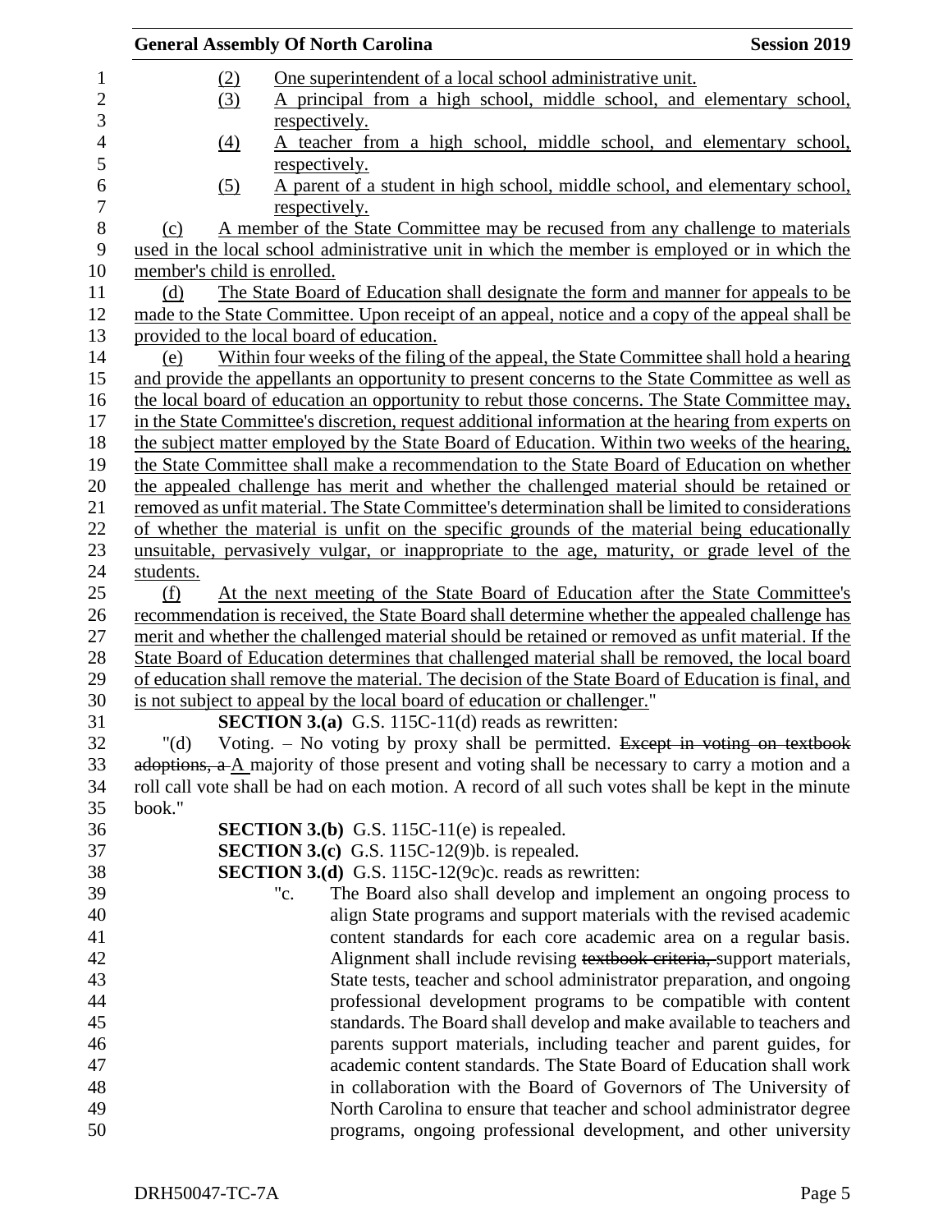(2) One superintendent of a local school administrative unit.

(3) A principal from a high school, middle school, and elementary school, respectively.

(4) A teacher from a high school, middle school, and elementary school, respectively.

(5) A parent of a student in high school, middle school, and elementary school, respectively.

(c) A member of the State Committee may be recused from any challenge to materials used in the local school administrative unit in which the member is employed or in which the member's child is enrolled.

(d) The State Board of Education shall designate the form and manner for appeals to be made to the State Committee. Upon receipt of an appeal, notice and a copy of the appeal shall be provided to the local board of education.

(e) Within four weeks of the filing of the appeal, the State Committee shall hold a hearing and provide the appellants an opportunity to present concerns to the State Committee as well as the local board of education an opportunity to rebut those concerns. The State Committee may, in the State Committee's discretion, request additional information at the hearing from experts on the subject matter employed by the State Board of Education. Within two weeks of the hearing, the State Committee shall make a recommendation to the State Board of Education on whether the appealed challenge has merit and whether the challenged material should be retained or removed as unfit material. The State Committee's determination shall be limited to considerations of whether the material is unfit on the specific grounds of the material being educationally unsuitable, pervasively vulgar, or inappropriate to the age, maturity, or grade level of the students.

(f) At the next meeting of the State Board of Education after the State Committee's recommendation is received, the State Board shall determine whether the appealed challenge has merit and whether the challenged material should be retained or removed as unfit material. If the State Board of Education determines that challenged material shall be removed, the local board of education shall remove the material. The decision of the State Board of Education is final, and is not subject to appeal by the local board of education or challenger."

**SECTION 3.(a)** G.S. 115C-11(d) reads as rewritten:

"(d) Voting. – No voting by proxy shall be permitted. ~~Except in voting on textbook adoptions, a~~ A majority of those present and voting shall be necessary to carry a motion and a roll call vote shall be had on each motion. A record of all such votes shall be kept in the minute book."

**SECTION 3.(b)** G.S. 115C-11(e) is repealed.

**SECTION 3.(c)** G.S. 115C-12(9)b. is repealed.

**SECTION 3.(d)** G.S. 115C-12(9c)c. reads as rewritten:

"c. The Board also shall develop and implement an ongoing process to align State programs and support materials with the revised academic content standards for each core academic area on a regular basis. Alignment shall include revising ~~textbook criteria,~~ support materials, State tests, teacher and school administrator preparation, and ongoing professional development programs to be compatible with content standards. The Board shall develop and make available to teachers and parents support materials, including teacher and parent guides, for academic content standards. The State Board of Education shall work in collaboration with the Board of Governors of The University of North Carolina to ensure that teacher and school administrator degree programs, ongoing professional development, and other university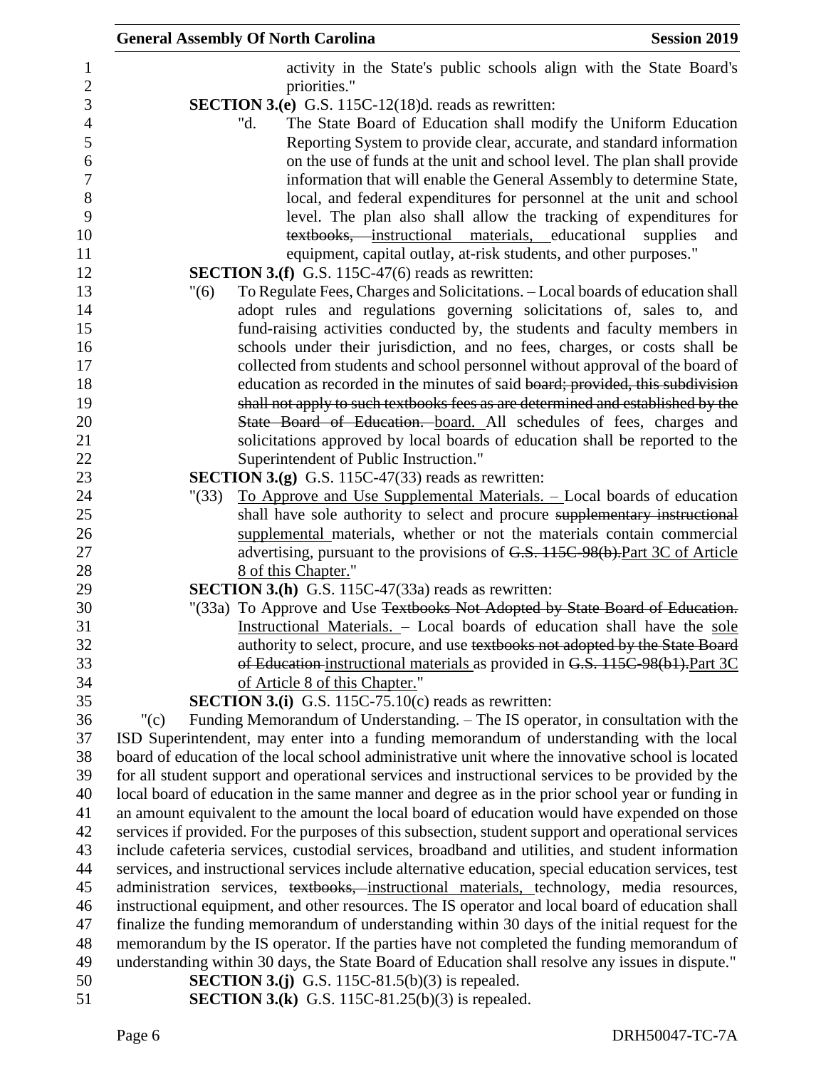activity in the State's public schools align with the State Board's priorities."

**SECTION 3.(e)** G.S. 115C-12(18)d. reads as rewritten:

"d. The State Board of Education shall modify the Uniform Education Reporting System to provide clear, accurate, and standard information on the use of funds at the unit and school level. The plan shall provide information that will enable the General Assembly to determine State, local, and federal expenditures for personnel at the unit and school level. The plan also shall allow the tracking of expenditures for ~~textbooks,~~ instructional materials, educational supplies and equipment, capital outlay, at-risk students, and other purposes."

**SECTION 3.(f)** G.S. 115C-47(6) reads as rewritten:

"(6) To Regulate Fees, Charges and Solicitations. – Local boards of education shall adopt rules and regulations governing solicitations of, sales to, and fund-raising activities conducted by, the students and faculty members in schools under their jurisdiction, and no fees, charges, or costs shall be collected from students and school personnel without approval of the board of education as recorded in the minutes of said ~~board; provided, this subdivision shall not apply to such textbooks fees as are determined and established by the State Board of Education.~~ board. All schedules of fees, charges and solicitations approved by local boards of education shall be reported to the Superintendent of Public Instruction."

**SECTION 3.(g)** G.S. 115C-47(33) reads as rewritten:

"(33) To Approve and Use Supplemental Materials. – Local boards of education shall have sole authority to select and procure ~~supplementary instructional~~ supplemental materials, whether or not the materials contain commercial advertising, pursuant to the provisions of ~~G.S. 115C-98(b).~~Part 3C of Article 8 of this Chapter."

**SECTION 3.(h)** G.S. 115C-47(33a) reads as rewritten:

"(33a) To Approve and Use ~~Textbooks Not Adopted by State Board of Education.~~ Instructional Materials. – Local boards of education shall have the sole authority to select, procure, and use ~~textbooks not adopted by the State Board of Education~~ instructional materials as provided in ~~G.S. 115C-98(b1).~~Part 3C of Article 8 of this Chapter."

**SECTION 3.(i)** G.S. 115C-75.10(c) reads as rewritten:

"(c) Funding Memorandum of Understanding. – The IS operator, in consultation with the ISD Superintendent, may enter into a funding memorandum of understanding with the local board of education of the local school administrative unit where the innovative school is located for all student support and operational services and instructional services to be provided by the local board of education in the same manner and degree as in the prior school year or funding in an amount equivalent to the amount the local board of education would have expended on those services if provided. For the purposes of this subsection, student support and operational services include cafeteria services, custodial services, broadband and utilities, and student information services, and instructional services include alternative education, special education services, test administration services, ~~textbooks,~~ instructional materials, technology, media resources, instructional equipment, and other resources. The IS operator and local board of education shall finalize the funding memorandum of understanding within 30 days of the initial request for the memorandum by the IS operator. If the parties have not completed the funding memorandum of understanding within 30 days, the State Board of Education shall resolve any issues in dispute."

**SECTION 3.(j)** G.S. 115C-81.5(b)(3) is repealed.

**SECTION 3.(k)** G.S. 115C-81.25(b)(3) is repealed.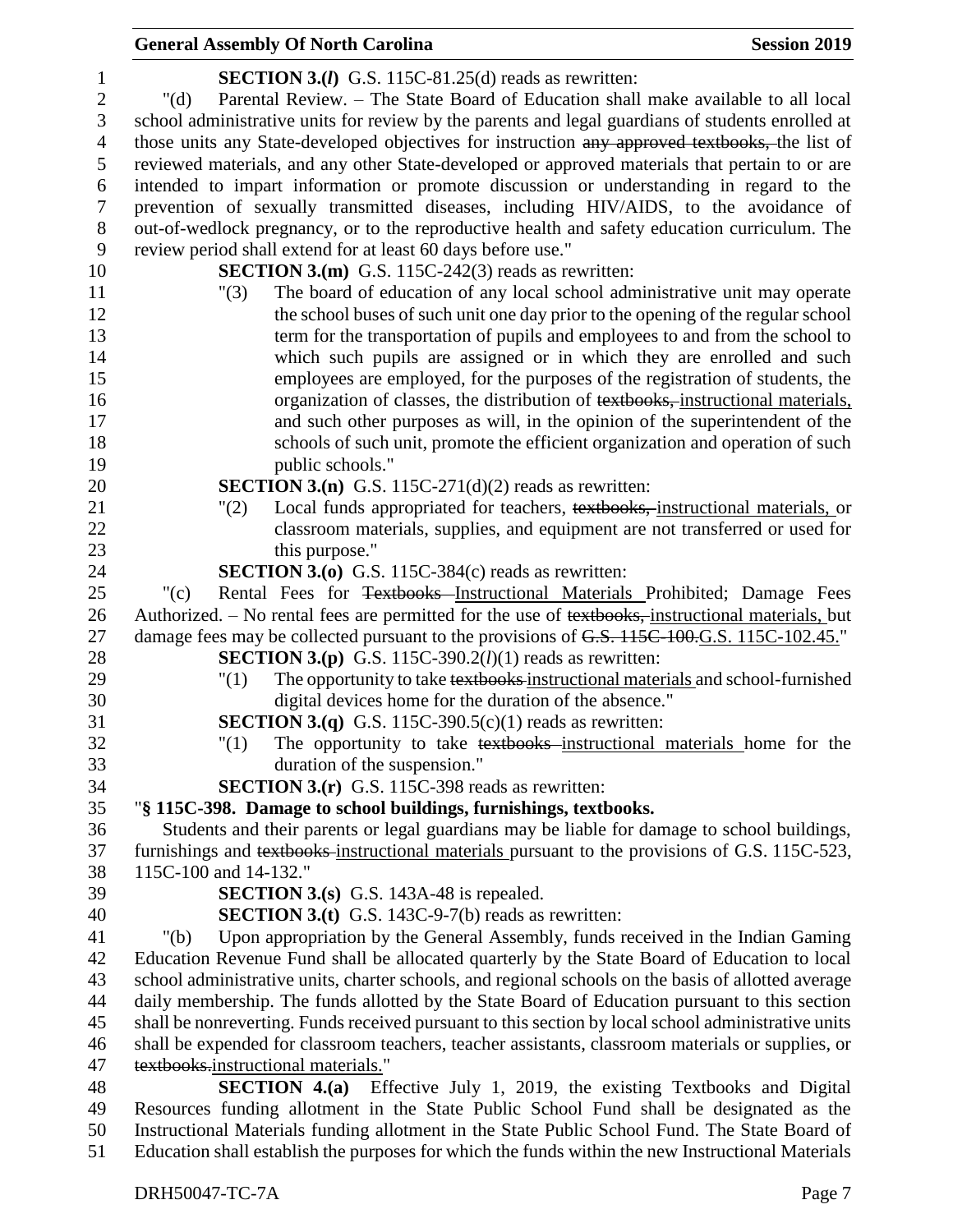**SECTION 3.(*l*)** G.S. 115C-81.25(d) reads as rewritten:

"(d) Parental Review. – The State Board of Education shall make available to all local school administrative units for review by the parents and legal guardians of students enrolled at those units any State-developed objectives for instruction ~~any approved textbooks,~~ the list of reviewed materials, and any other State-developed or approved materials that pertain to or are intended to impart information or promote discussion or understanding in regard to the prevention of sexually transmitted diseases, including HIV/AIDS, to the avoidance of out-of-wedlock pregnancy, or to the reproductive health and safety education curriculum. The review period shall extend for at least 60 days before use."

**SECTION 3.(m)** G.S. 115C-242(3) reads as rewritten:

"(3) The board of education of any local school administrative unit may operate the school buses of such unit one day prior to the opening of the regular school term for the transportation of pupils and employees to and from the school to which such pupils are assigned or in which they are enrolled and such employees are employed, for the purposes of the registration of students, the organization of classes, the distribution of ~~textbooks,~~ instructional materials, and such other purposes as will, in the opinion of the superintendent of the schools of such unit, promote the efficient organization and operation of such public schools."

**SECTION 3.(n)** G.S. 115C-271(d)(2) reads as rewritten:

"(2) Local funds appropriated for teachers, ~~textbooks,~~ instructional materials, or classroom materials, supplies, and equipment are not transferred or used for this purpose."

**SECTION 3.(o)** G.S. 115C-384(c) reads as rewritten:

"(c) Rental Fees for ~~Textbooks~~ Instructional Materials Prohibited; Damage Fees Authorized. – No rental fees are permitted for the use of ~~textbooks,~~ instructional materials, but damage fees may be collected pursuant to the provisions of ~~G.S. 115C-100.~~G.S. 115C-102.45."

**SECTION 3.(p)** G.S. 115C-390.2(*l*)(1) reads as rewritten:

"(1) The opportunity to take ~~textbooks~~ instructional materials and school-furnished digital devices home for the duration of the absence."

**SECTION 3.(q)** G.S. 115C-390.5(c)(1) reads as rewritten:

"(1) The opportunity to take ~~textbooks~~ instructional materials home for the duration of the suspension."

**SECTION 3.(r)** G.S. 115C-398 reads as rewritten:

"**§ 115C-398. Damage to school buildings, furnishings, textbooks.**

Students and their parents or legal guardians may be liable for damage to school buildings, furnishings and ~~textbooks~~ instructional materials pursuant to the provisions of G.S. 115C-523, 115C-100 and 14-132."

**SECTION 3.(s)** G.S. 143A-48 is repealed.

**SECTION 3.(t)** G.S. 143C-9-7(b) reads as rewritten:

"(b) Upon appropriation by the General Assembly, funds received in the Indian Gaming Education Revenue Fund shall be allocated quarterly by the State Board of Education to local school administrative units, charter schools, and regional schools on the basis of allotted average daily membership. The funds allotted by the State Board of Education pursuant to this section shall be nonreverting. Funds received pursuant to this section by local school administrative units shall be expended for classroom teachers, teacher assistants, classroom materials or supplies, or ~~textbooks.~~instructional materials."

**SECTION 4.(a)** Effective July 1, 2019, the existing Textbooks and Digital Resources funding allotment in the State Public School Fund shall be designated as the Instructional Materials funding allotment in the State Public School Fund. The State Board of Education shall establish the purposes for which the funds within the new Instructional Materials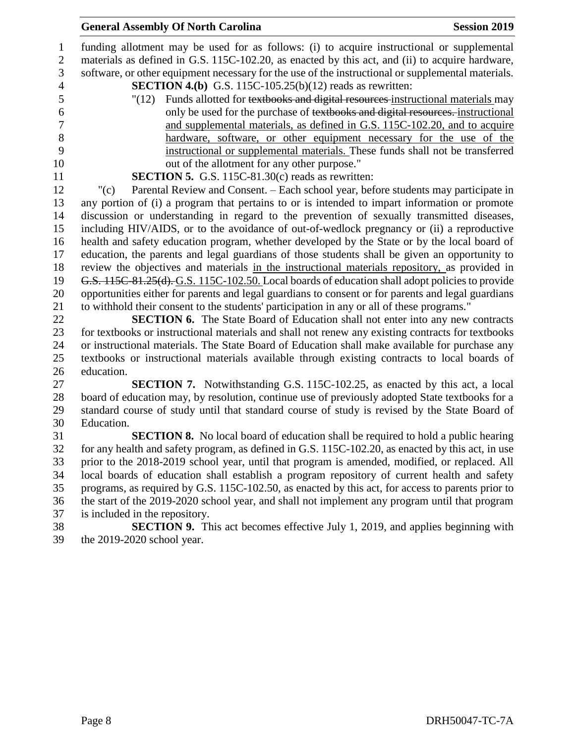funding allotment may be used for as follows: (i) to acquire instructional or supplemental materials as defined in G.S. 115C-102.20, as enacted by this act, and (ii) to acquire hardware, software, or other equipment necessary for the use of the instructional or supplemental materials.

**SECTION 4.(b)** G.S. 115C-105.25(b)(12) reads as rewritten:

"(12) Funds allotted for ~~textbooks and digital resources~~ instructional materials may only be used for the purchase of ~~textbooks and digital resources.~~ instructional and supplemental materials, as defined in G.S. 115C-102.20, and to acquire hardware, software, or other equipment necessary for the use of the instructional or supplemental materials. These funds shall not be transferred out of the allotment for any other purpose."

**SECTION 5.** G.S. 115C-81.30(c) reads as rewritten:

"(c) Parental Review and Consent. – Each school year, before students may participate in any portion of (i) a program that pertains to or is intended to impart information or promote discussion or understanding in regard to the prevention of sexually transmitted diseases, including HIV/AIDS, or to the avoidance of out-of-wedlock pregnancy or (ii) a reproductive health and safety education program, whether developed by the State or by the local board of education, the parents and legal guardians of those students shall be given an opportunity to review the objectives and materials in the instructional materials repository, as provided in ~~G.S. 115C-81.25(d).~~ G.S. 115C-102.50. Local boards of education shall adopt policies to provide opportunities either for parents and legal guardians to consent or for parents and legal guardians to withhold their consent to the students' participation in any or all of these programs."

**SECTION 6.** The State Board of Education shall not enter into any new contracts for textbooks or instructional materials and shall not renew any existing contracts for textbooks or instructional materials. The State Board of Education shall make available for purchase any textbooks or instructional materials available through existing contracts to local boards of education.

**SECTION 7.** Notwithstanding G.S. 115C-102.25, as enacted by this act, a local board of education may, by resolution, continue use of previously adopted State textbooks for a standard course of study until that standard course of study is revised by the State Board of Education.

**SECTION 8.** No local board of education shall be required to hold a public hearing for any health and safety program, as defined in G.S. 115C-102.20, as enacted by this act, in use prior to the 2018-2019 school year, until that program is amended, modified, or replaced. All local boards of education shall establish a program repository of current health and safety programs, as required by G.S. 115C-102.50, as enacted by this act, for access to parents prior to the start of the 2019-2020 school year, and shall not implement any program until that program is included in the repository.

**SECTION 9.** This act becomes effective July 1, 2019, and applies beginning with the 2019-2020 school year.